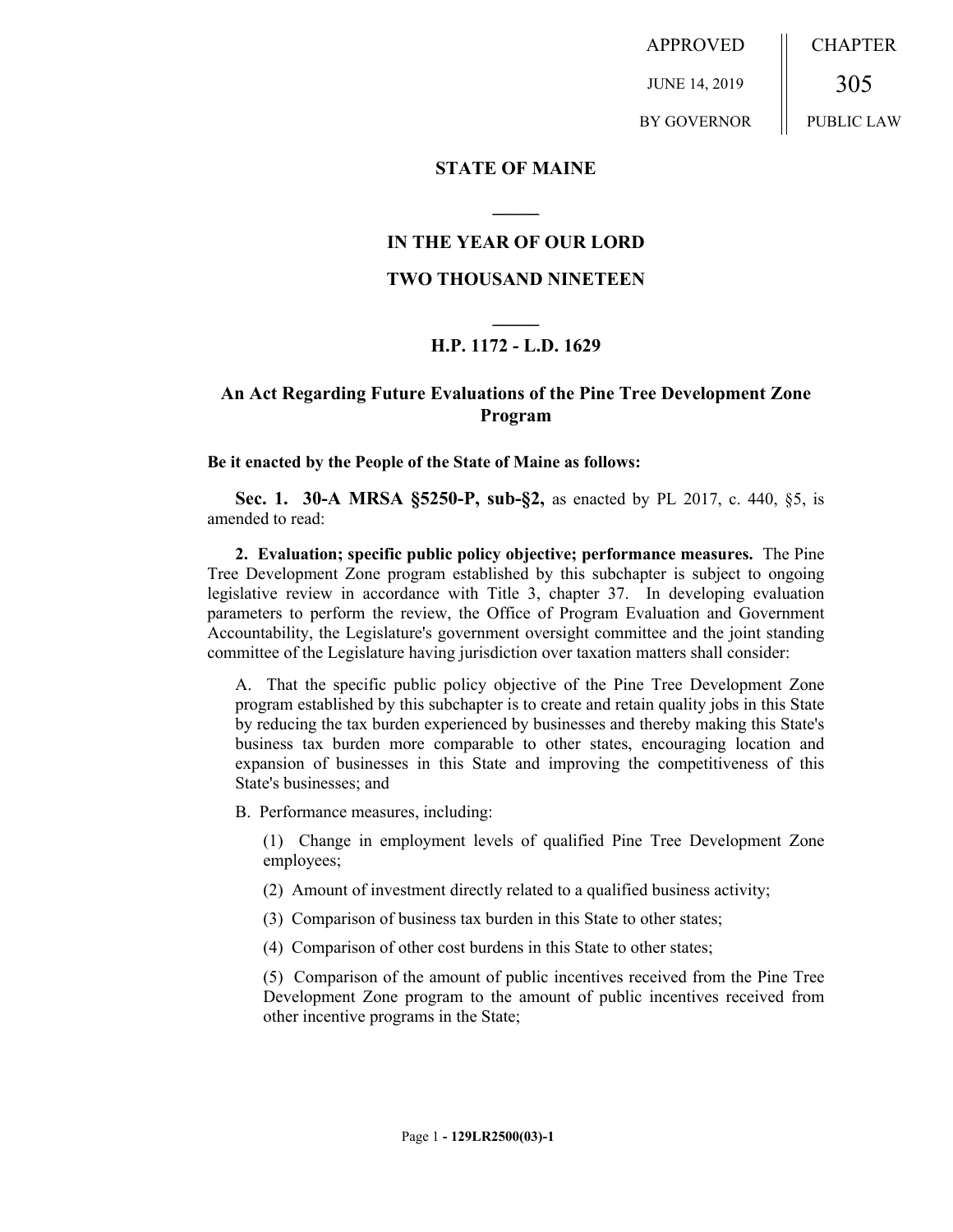APPROVED JUNE 14, 2019 BY GOVERNOR

CHAPTER 305 PUBLIC LAW

# STATE OF MAINE

## IN THE YEAR OF OUR LORD

## TWO THOUSAND NINETEEN

## H.P. 1172 - L.D. 1629

## An Act Regarding Future Evaluations of the Pine Tree Development Zone Program

**Be it enacted by the People of the State of Maine as follows:**

**Sec. 1. 30-A MRSA §5250-P, sub-§2,** as enacted by PL 2017, c. 440, §5, is amended to read:

**2. Evaluation; specific public policy objective; performance measures.** The Pine Tree Development Zone program established by this subchapter is subject to ongoing legislative review in accordance with Title 3, chapter 37. In developing evaluation parameters to perform the review, the Office of Program Evaluation and Government Accountability, the Legislature's government oversight committee and the joint standing committee of the Legislature having jurisdiction over taxation matters shall consider:

A. That the specific public policy objective of the Pine Tree Development Zone program established by this subchapter is to create and retain quality jobs in this State by reducing the tax burden experienced by businesses and thereby making this State's business tax burden more comparable to other states, encouraging location and expansion of businesses in this State and improving the competitiveness of this State's businesses; and

B. Performance measures, including:

(1) Change in employment levels of qualified Pine Tree Development Zone employees;

(2) Amount of investment directly related to a qualified business activity;

(3) Comparison of business tax burden in this State to other states;

(4) Comparison of other cost burdens in this State to other states;

(5) Comparison of the amount of public incentives received from the Pine Tree Development Zone program to the amount of public incentives received from other incentive programs in the State;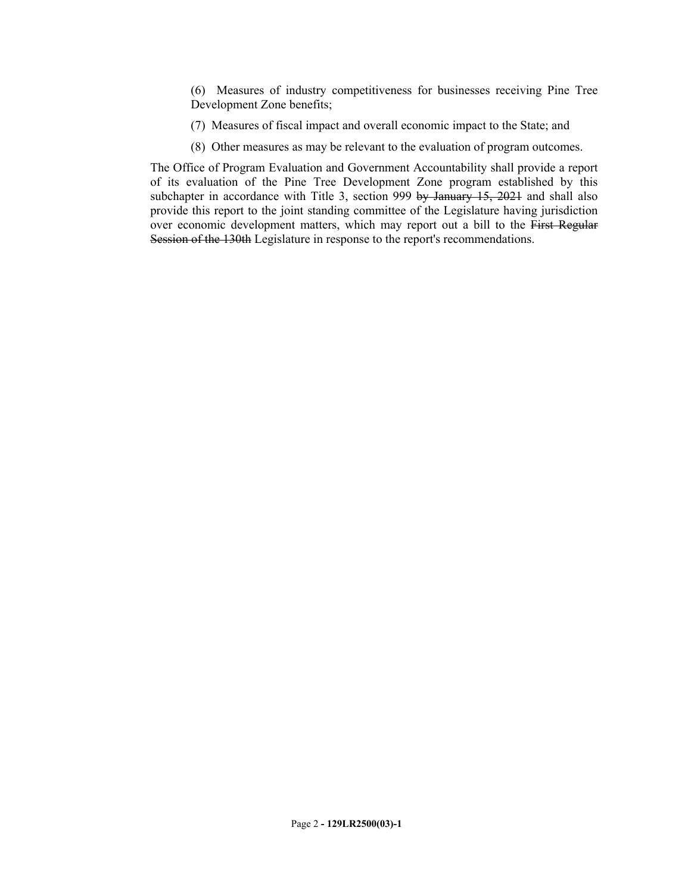(6) Measures of industry competitiveness for businesses receiving Pine Tree Development Zone benefits;

(7) Measures of fiscal impact and overall economic impact to the State; and

(8) Other measures as may be relevant to the evaluation of program outcomes.

The Office of Program Evaluation and Government Accountability shall provide a report of its evaluation of the Pine Tree Development Zone program established by this subchapter in accordance with Title 3, section 999 ~~by January 15, 2021~~ and shall also provide this report to the joint standing committee of the Legislature having jurisdiction over economic development matters, which may report out a bill to the ~~First Regular Session of the 130th~~ Legislature in response to the report's recommendations.